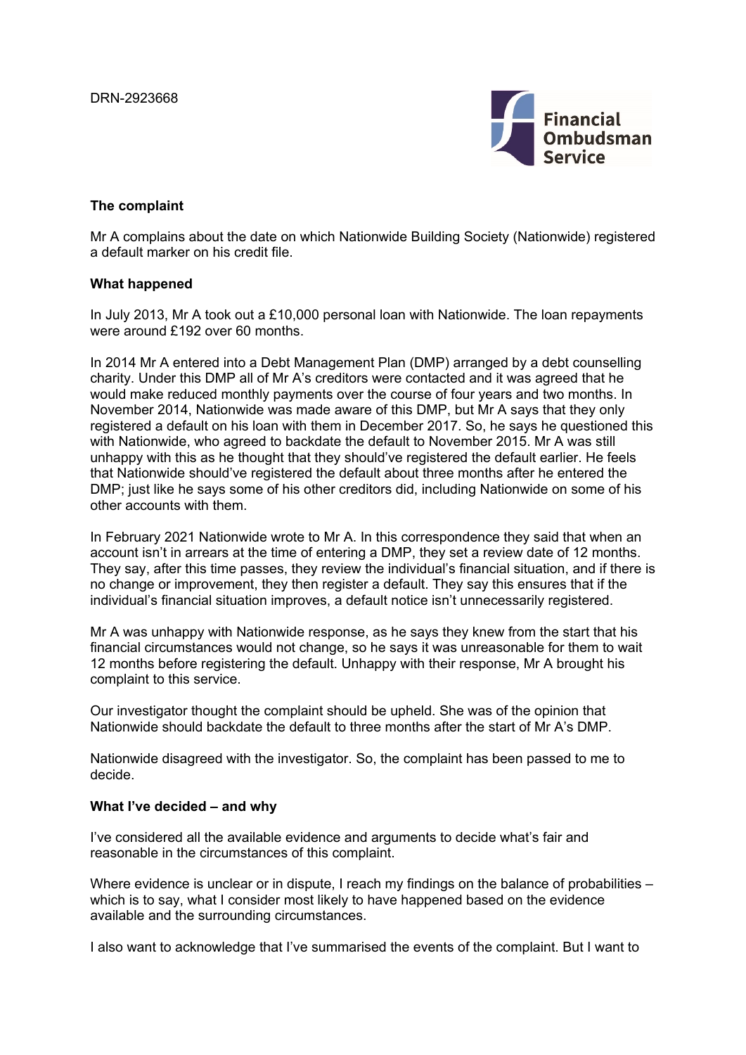DRN-2923668

Financial Ombudsman Service

### The complaint

Mr A complains about the date on which Nationwide Building Society (Nationwide) registered a default marker on his credit file.

### What happened

In July 2013, Mr A took out a £10,000 personal loan with Nationwide. The loan repayments were around £192 over 60 months.

In 2014 Mr A entered into a Debt Management Plan (DMP) arranged by a debt counselling charity. Under this DMP all of Mr A's creditors were contacted and it was agreed that he would make reduced monthly payments over the course of four years and two months. In November 2014, Nationwide was made aware of this DMP, but Mr A says that they only registered a default on his loan with them in December 2017. So, he says he questioned this with Nationwide, who agreed to backdate the default to November 2015. Mr A was still unhappy with this as he thought that they should've registered the default earlier. He feels that Nationwide should've registered the default about three months after he entered the DMP; just like he says some of his other creditors did, including Nationwide on some of his other accounts with them.

In February 2021 Nationwide wrote to Mr A. In this correspondence they said that when an account isn't in arrears at the time of entering a DMP, they set a review date of 12 months. They say, after this time passes, they review the individual's financial situation, and if there is no change or improvement, they then register a default. They say this ensures that if the individual's financial situation improves, a default notice isn't unnecessarily registered.

Mr A was unhappy with Nationwide response, as he says they knew from the start that his financial circumstances would not change, so he says it was unreasonable for them to wait 12 months before registering the default. Unhappy with their response, Mr A brought his complaint to this service.

Our investigator thought the complaint should be upheld. She was of the opinion that Nationwide should backdate the default to three months after the start of Mr A's DMP.

Nationwide disagreed with the investigator. So, the complaint has been passed to me to decide.

### What I've decided – and why

I've considered all the available evidence and arguments to decide what's fair and reasonable in the circumstances of this complaint.

Where evidence is unclear or in dispute, I reach my findings on the balance of probabilities – which is to say, what I consider most likely to have happened based on the evidence available and the surrounding circumstances.

I also want to acknowledge that I've summarised the events of the complaint. But I want to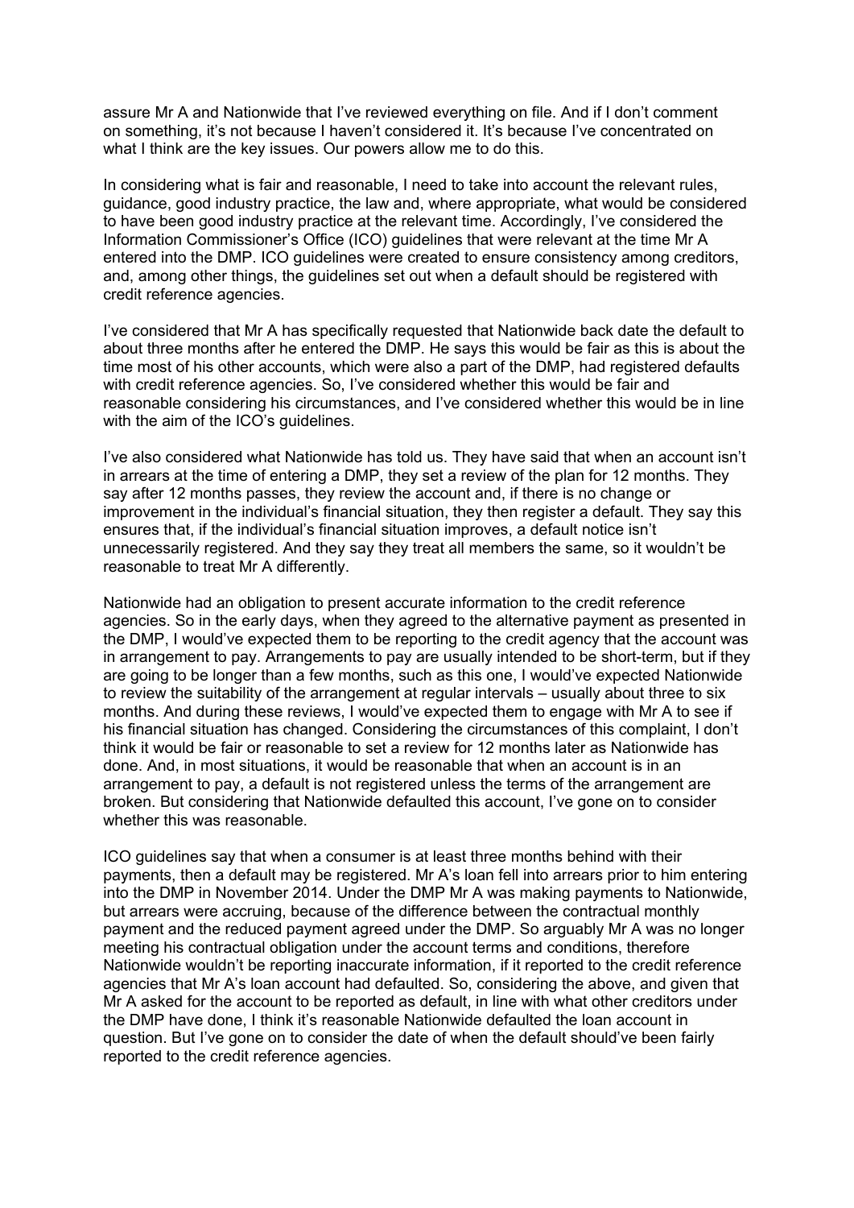assure Mr A and Nationwide that I've reviewed everything on file. And if I don't comment on something, it's not because I haven't considered it. It's because I've concentrated on what I think are the key issues. Our powers allow me to do this.

In considering what is fair and reasonable, I need to take into account the relevant rules, guidance, good industry practice, the law and, where appropriate, what would be considered to have been good industry practice at the relevant time. Accordingly, I've considered the Information Commissioner's Office (ICO) guidelines that were relevant at the time Mr A entered into the DMP. ICO guidelines were created to ensure consistency among creditors, and, among other things, the guidelines set out when a default should be registered with credit reference agencies.

I've considered that Mr A has specifically requested that Nationwide back date the default to about three months after he entered the DMP. He says this would be fair as this is about the time most of his other accounts, which were also a part of the DMP, had registered defaults with credit reference agencies. So, I've considered whether this would be fair and reasonable considering his circumstances, and I've considered whether this would be in line with the aim of the ICO's guidelines.

I've also considered what Nationwide has told us. They have said that when an account isn't in arrears at the time of entering a DMP, they set a review of the plan for 12 months. They say after 12 months passes, they review the account and, if there is no change or improvement in the individual's financial situation, they then register a default. They say this ensures that, if the individual's financial situation improves, a default notice isn't unnecessarily registered. And they say they treat all members the same, so it wouldn't be reasonable to treat Mr A differently.

Nationwide had an obligation to present accurate information to the credit reference agencies. So in the early days, when they agreed to the alternative payment as presented in the DMP, I would've expected them to be reporting to the credit agency that the account was in arrangement to pay. Arrangements to pay are usually intended to be short-term, but if they are going to be longer than a few months, such as this one, I would've expected Nationwide to review the suitability of the arrangement at regular intervals – usually about three to six months. And during these reviews, I would've expected them to engage with Mr A to see if his financial situation has changed. Considering the circumstances of this complaint, I don't think it would be fair or reasonable to set a review for 12 months later as Nationwide has done. And, in most situations, it would be reasonable that when an account is in an arrangement to pay, a default is not registered unless the terms of the arrangement are broken. But considering that Nationwide defaulted this account, I've gone on to consider whether this was reasonable.

ICO guidelines say that when a consumer is at least three months behind with their payments, then a default may be registered. Mr A's loan fell into arrears prior to him entering into the DMP in November 2014. Under the DMP Mr A was making payments to Nationwide, but arrears were accruing, because of the difference between the contractual monthly payment and the reduced payment agreed under the DMP. So arguably Mr A was no longer meeting his contractual obligation under the account terms and conditions, therefore Nationwide wouldn't be reporting inaccurate information, if it reported to the credit reference agencies that Mr A's loan account had defaulted. So, considering the above, and given that Mr A asked for the account to be reported as default, in line with what other creditors under the DMP have done, I think it's reasonable Nationwide defaulted the loan account in question. But I've gone on to consider the date of when the default should've been fairly reported to the credit reference agencies.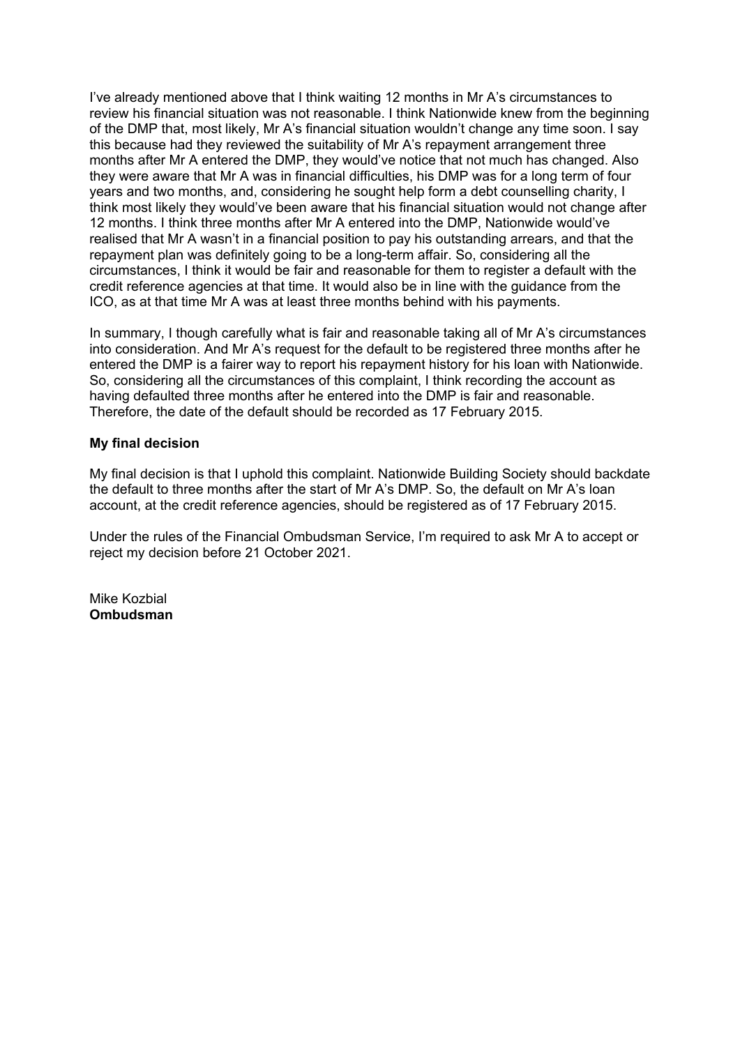I've already mentioned above that I think waiting 12 months in Mr A's circumstances to review his financial situation was not reasonable. I think Nationwide knew from the beginning of the DMP that, most likely, Mr A's financial situation wouldn't change any time soon. I say this because had they reviewed the suitability of Mr A's repayment arrangement three months after Mr A entered the DMP, they would've notice that not much has changed. Also they were aware that Mr A was in financial difficulties, his DMP was for a long term of four years and two months, and, considering he sought help form a debt counselling charity, I think most likely they would've been aware that his financial situation would not change after 12 months. I think three months after Mr A entered into the DMP, Nationwide would've realised that Mr A wasn't in a financial position to pay his outstanding arrears, and that the repayment plan was definitely going to be a long-term affair. So, considering all the circumstances, I think it would be fair and reasonable for them to register a default with the credit reference agencies at that time. It would also be in line with the guidance from the ICO, as at that time Mr A was at least three months behind with his payments.

In summary, I though carefully what is fair and reasonable taking all of Mr A's circumstances into consideration. And Mr A's request for the default to be registered three months after he entered the DMP is a fairer way to report his repayment history for his loan with Nationwide. So, considering all the circumstances of this complaint, I think recording the account as having defaulted three months after he entered into the DMP is fair and reasonable. Therefore, the date of the default should be recorded as 17 February 2015.

**My final decision**

My final decision is that I uphold this complaint. Nationwide Building Society should backdate the default to three months after the start of Mr A's DMP. So, the default on Mr A's loan account, at the credit reference agencies, should be registered as of 17 February 2015.

Under the rules of the Financial Ombudsman Service, I'm required to ask Mr A to accept or reject my decision before 21 October 2021.

Mike Kozbial
**Ombudsman**